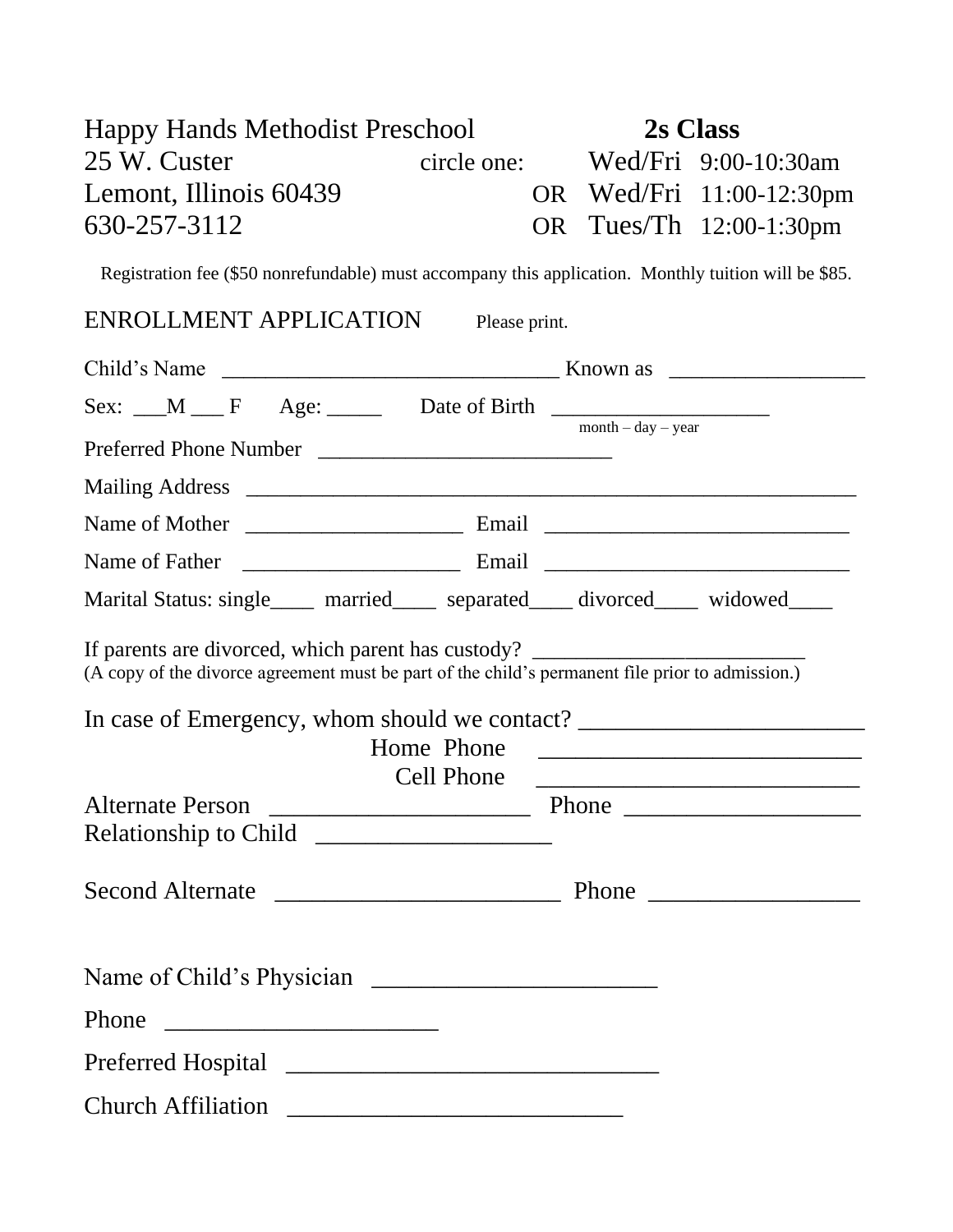Happy Hands Methodist Preschool

25 W. Custer

Lemont, Illinois 60439

630-257-3112

**2s Class**

circle one:

Wed/Fri 9:00-10:30am

OR Wed/Fri 11:00-12:30pm

OR Tues/Th 12:00-1:30pm

Registration fee ($50 nonrefundable) must accompany this application. Monthly tuition will be $85.

ENROLLMENT APPLICATION Please print.

Child's Name ______________________________ Known as _________________

Sex: ___M ___ F Age: _____ Date of Birth ____________________
month – day – year

Preferred Phone Number __________________________

Mailing Address ________________________________________________________

Name of Mother ___________________ Email ___________________________

Name of Father ___________________ Email ___________________________

Marital Status: single____ married____ separated____ divorced____ widowed____

If parents are divorced, which parent has custody? _________________________
(A copy of the divorce agreement must be part of the child's permanent file prior to admission.)

In case of Emergency, whom should we contact? _______________________

Home Phone ___________________________

Cell Phone ___________________________

Alternate Person _____________________ Phone ___________________

Relationship to Child ___________________

Second Alternate _______________________ Phone _________________

Name of Child's Physician _______________________

Phone ______________________

Preferred Hospital ______________________________

Church Affiliation ___________________________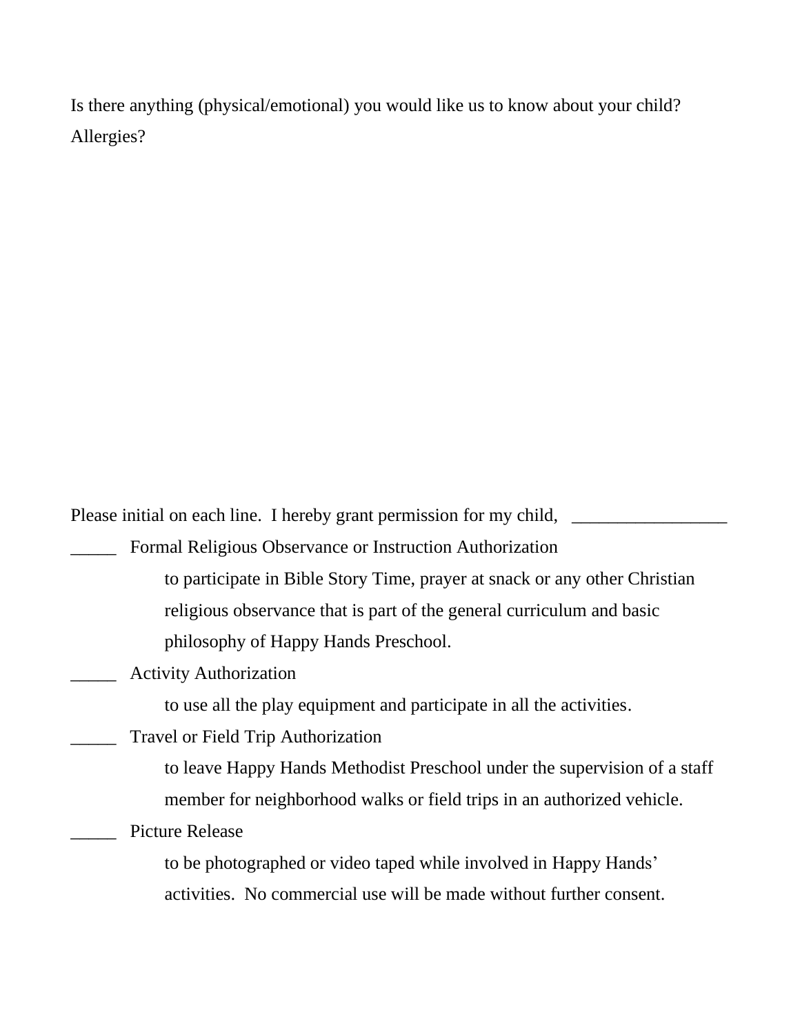Is there anything (physical/emotional) you would like us to know about your child?

Allergies?

Please initial on each line. I hereby grant permission for my child, _________________

_____ Formal Religious Observance or Instruction Authorization

to participate in Bible Story Time, prayer at snack or any other Christian religious observance that is part of the general curriculum and basic philosophy of Happy Hands Preschool.

_____ Activity Authorization

to use all the play equipment and participate in all the activities.

_____ Travel or Field Trip Authorization

to leave Happy Hands Methodist Preschool under the supervision of a staff member for neighborhood walks or field trips in an authorized vehicle.

_____ Picture Release

to be photographed or video taped while involved in Happy Hands' activities. No commercial use will be made without further consent.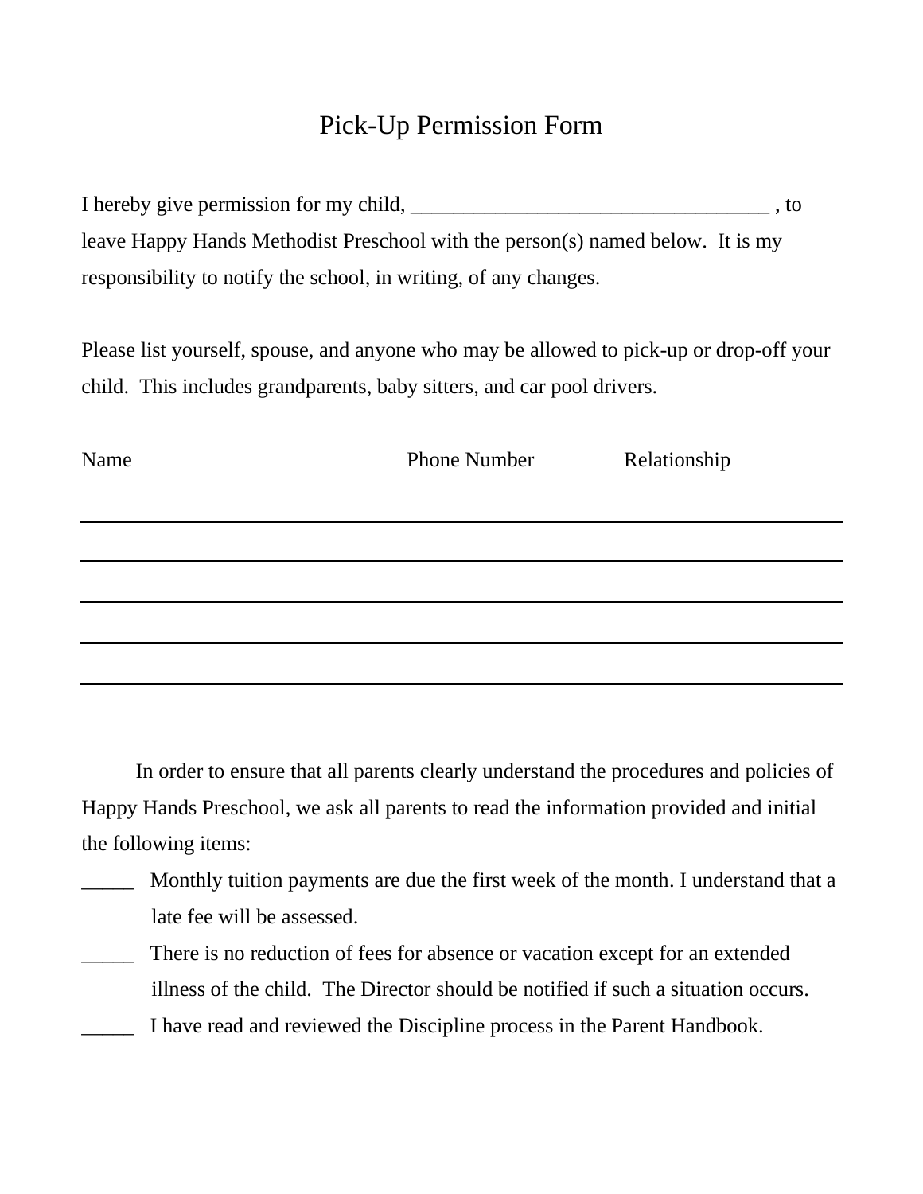# Pick-Up Permission Form

I hereby give permission for my child, __________________________________ , to leave Happy Hands Methodist Preschool with the person(s) named below. It is my responsibility to notify the school, in writing, of any changes.

Please list yourself, spouse, and anyone who may be allowed to pick-up or drop-off your child. This includes grandparents, baby sitters, and car pool drivers.

| Name | Phone Number | Relationship |
|---|---|---|
| | | |
| | | |
| | | |
| | | |
| | | |

In order to ensure that all parents clearly understand the procedures and policies of Happy Hands Preschool, we ask all parents to read the information provided and initial the following items:

_____ Monthly tuition payments are due the first week of the month. I understand that a late fee will be assessed.

_____ There is no reduction of fees for absence or vacation except for an extended illness of the child. The Director should be notified if such a situation occurs.

_____ I have read and reviewed the Discipline process in the Parent Handbook.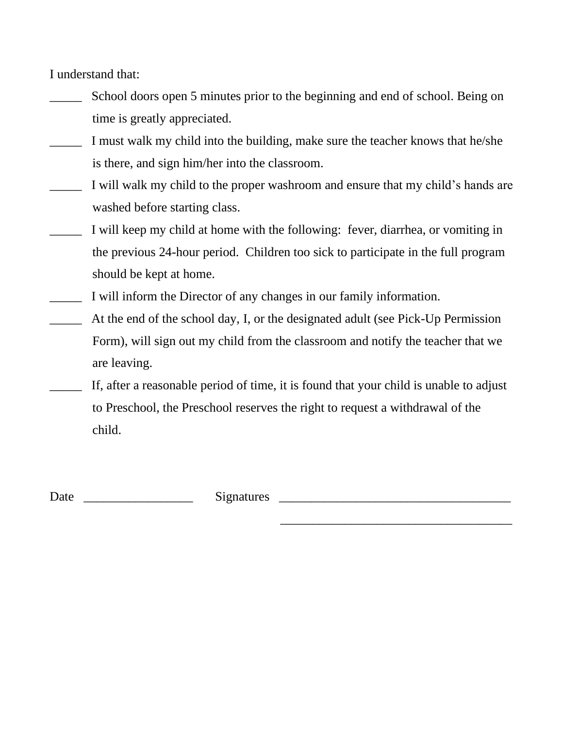I understand that:

_____ School doors open 5 minutes prior to the beginning and end of school. Being on time is greatly appreciated.

_____ I must walk my child into the building, make sure the teacher knows that he/she is there, and sign him/her into the classroom.

_____ I will walk my child to the proper washroom and ensure that my child's hands are washed before starting class.

_____ I will keep my child at home with the following: fever, diarrhea, or vomiting in the previous 24-hour period. Children too sick to participate in the full program should be kept at home.

_____ I will inform the Director of any changes in our family information.

_____ At the end of the school day, I, or the designated adult (see Pick-Up Permission Form), will sign out my child from the classroom and notify the teacher that we are leaving.

_____ If, after a reasonable period of time, it is found that your child is unable to adjust to Preschool, the Preschool reserves the right to request a withdrawal of the child.

Date _________________ Signatures ____________________________________

____________________________________